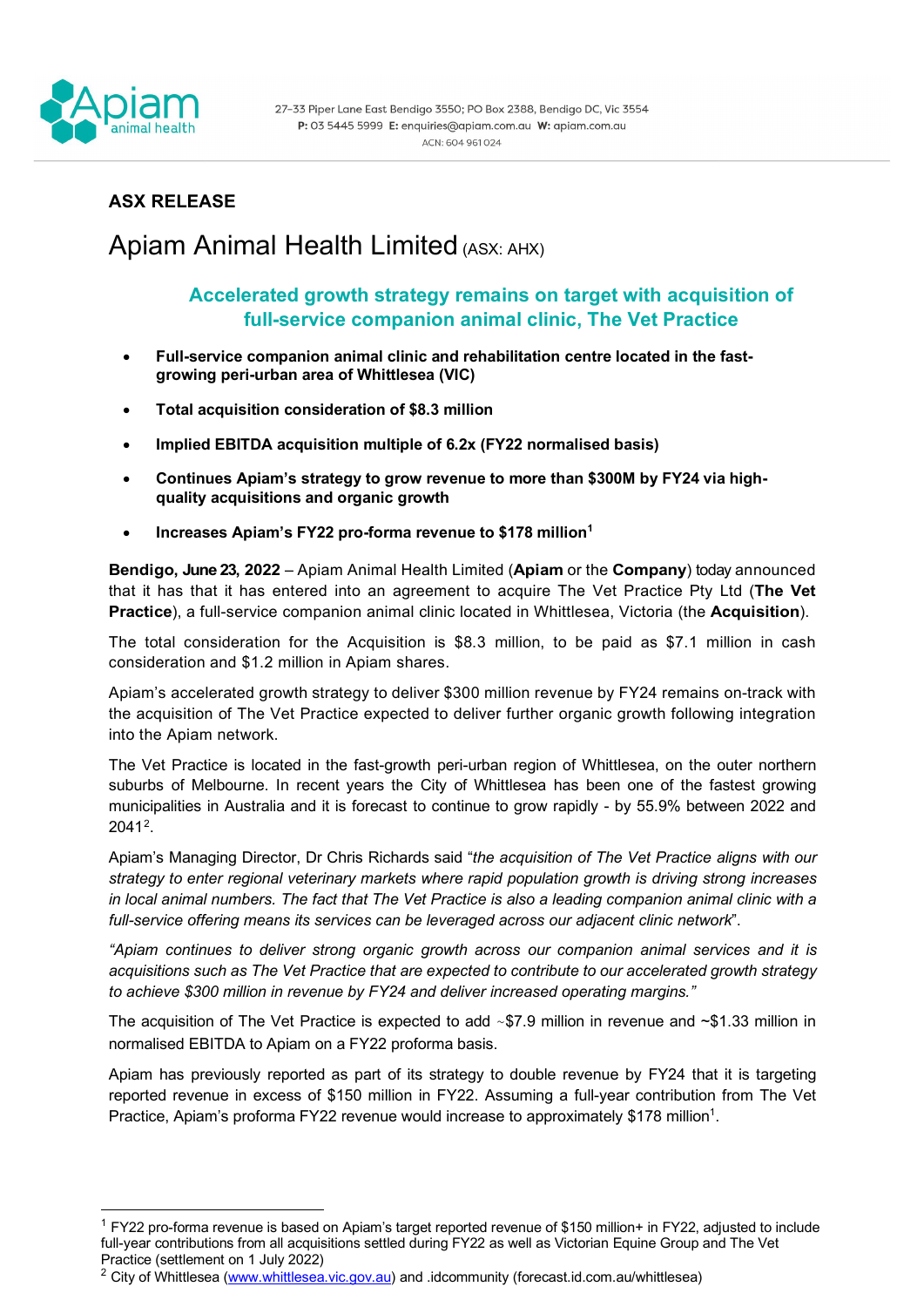# ASX RELEASE

## Apiam Animal Health Limited (ASX: AHX)

### Accelerated growth strategy remains on target with acquisition of full-service companion animal clinic, The Vet Practice

- **Full-service companion animal clinic and rehabilitation centre located in the fast-growing peri-urban area of Whittlesea (VIC)**
- **Total acquisition consideration of $8.3 million**
- **Implied EBITDA acquisition multiple of 6.2x (FY22 normalised basis)**
- **Continues Apiam's strategy to grow revenue to more than $300M by FY24 via high-quality acquisitions and organic growth**
- **Increases Apiam's FY22 pro-forma revenue to $178 million[1]**

**Bendigo, June 23, 2022** – Apiam Animal Health Limited (**Apiam** or the **Company**) today announced that it has that it has entered into an agreement to acquire The Vet Practice Pty Ltd (**The Vet Practice**), a full-service companion animal clinic located in Whittlesea, Victoria (the **Acquisition**).

The total consideration for the Acquisition is $8.3 million, to be paid as $7.1 million in cash consideration and $1.2 million in Apiam shares.

Apiam's accelerated growth strategy to deliver $300 million revenue by FY24 remains on-track with the acquisition of The Vet Practice expected to deliver further organic growth following integration into the Apiam network.

The Vet Practice is located in the fast-growth peri-urban region of Whittlesea, on the outer northern suburbs of Melbourne. In recent years the City of Whittlesea has been one of the fastest growing municipalities in Australia and it is forecast to continue to grow rapidly - by 55.9% between 2022 and 2041[2].

Apiam's Managing Director, Dr Chris Richards said "*the acquisition of The Vet Practice aligns with our strategy to enter regional veterinary markets where rapid population growth is driving strong increases in local animal numbers. The fact that The Vet Practice is also a leading companion animal clinic with a full-service offering means its services can be leveraged across our adjacent clinic network*".

*"Apiam continues to deliver strong organic growth across our companion animal services and it is acquisitions such as The Vet Practice that are expected to contribute to our accelerated growth strategy to achieve $300 million in revenue by FY24 and deliver increased operating margins."*

The acquisition of The Vet Practice is expected to add ~$7.9 million in revenue and ~$1.33 million in normalised EBITDA to Apiam on a FY22 proforma basis.

Apiam has previously reported as part of its strategy to double revenue by FY24 that it is targeting reported revenue in excess of $150 million in FY22. Assuming a full-year contribution from The Vet Practice, Apiam's proforma FY22 revenue would increase to approximately $178 million[1].

---

[1] FY22 pro-forma revenue is based on Apiam's target reported revenue of $150 million+ in FY22, adjusted to include full-year contributions from all acquisitions settled during FY22 as well as Victorian Equine Group and The Vet Practice (settlement on 1 July 2022)

[2] City of Whittlesea (www.whittlesea.vic.gov.au) and .idcommunity (forecast.id.com.au/whittlesea)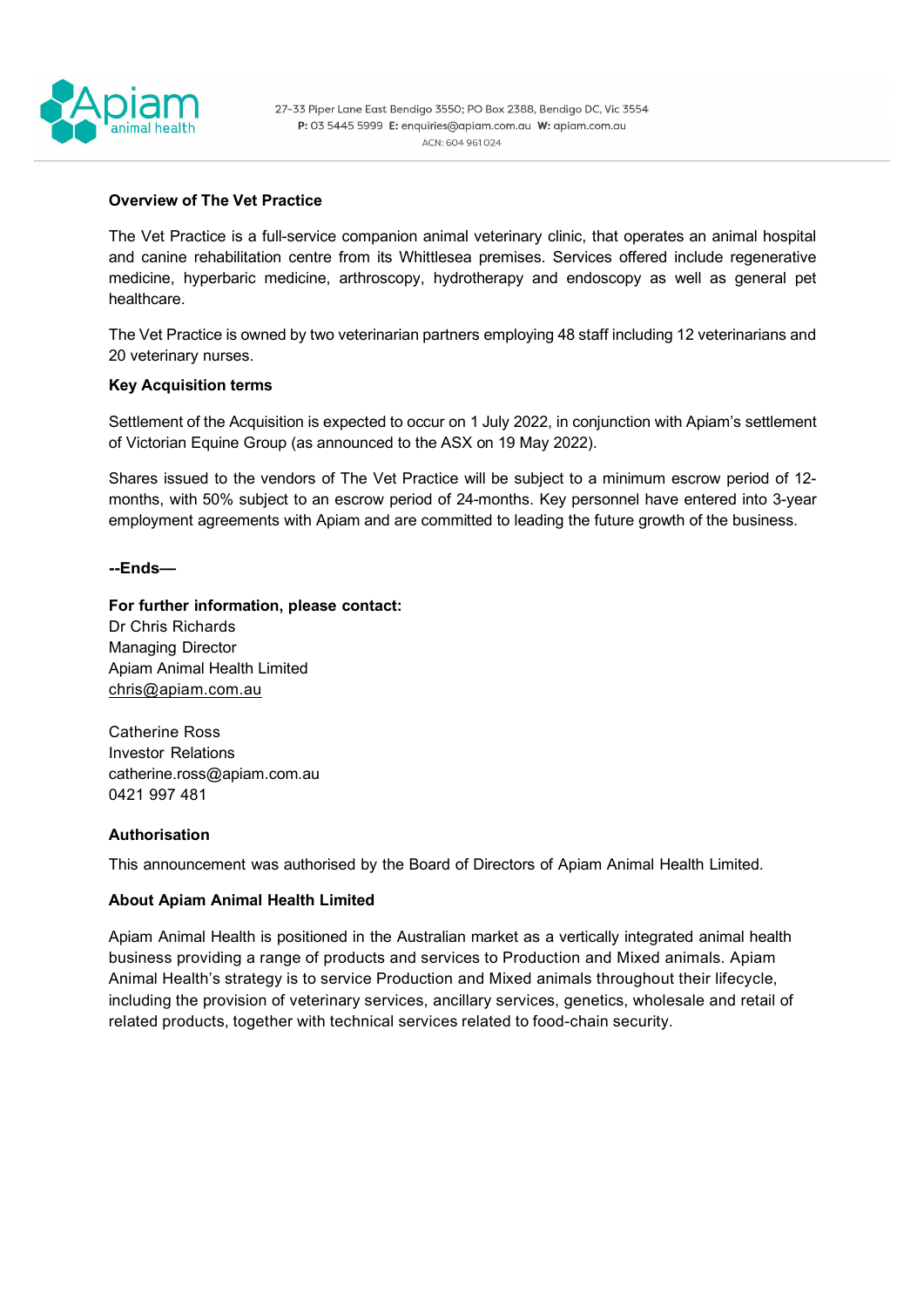Apiam animal health

27-33 Piper Lane East Bendigo 3550; PO Box 2388, Bendigo DC, Vic 3554
**P:** 03 5445 5999 **E:** enquiries@apiam.com.au **W:** apiam.com.au
ACN: 604 961 024

**Overview of The Vet Practice**

The Vet Practice is a full-service companion animal veterinary clinic, that operates an animal hospital and canine rehabilitation centre from its Whittlesea premises. Services offered include regenerative medicine, hyperbaric medicine, arthroscopy, hydrotherapy and endoscopy as well as general pet healthcare.

The Vet Practice is owned by two veterinarian partners employing 48 staff including 12 veterinarians and 20 veterinary nurses.

**Key Acquisition terms**

Settlement of the Acquisition is expected to occur on 1 July 2022, in conjunction with Apiam's settlement of Victorian Equine Group (as announced to the ASX on 19 May 2022).

Shares issued to the vendors of The Vet Practice will be subject to a minimum escrow period of 12-months, with 50% subject to an escrow period of 24-months. Key personnel have entered into 3-year employment agreements with Apiam and are committed to leading the future growth of the business.

**--Ends—**

**For further information, please contact:**
Dr Chris Richards
Managing Director
Apiam Animal Health Limited
chris@apiam.com.au

Catherine Ross
Investor Relations
catherine.ross@apiam.com.au
0421 997 481

**Authorisation**

This announcement was authorised by the Board of Directors of Apiam Animal Health Limited.

**About Apiam Animal Health Limited**

Apiam Animal Health is positioned in the Australian market as a vertically integrated animal health business providing a range of products and services to Production and Mixed animals. Apiam Animal Health's strategy is to service Production and Mixed animals throughout their lifecycle, including the provision of veterinary services, ancillary services, genetics, wholesale and retail of related products, together with technical services related to food-chain security.